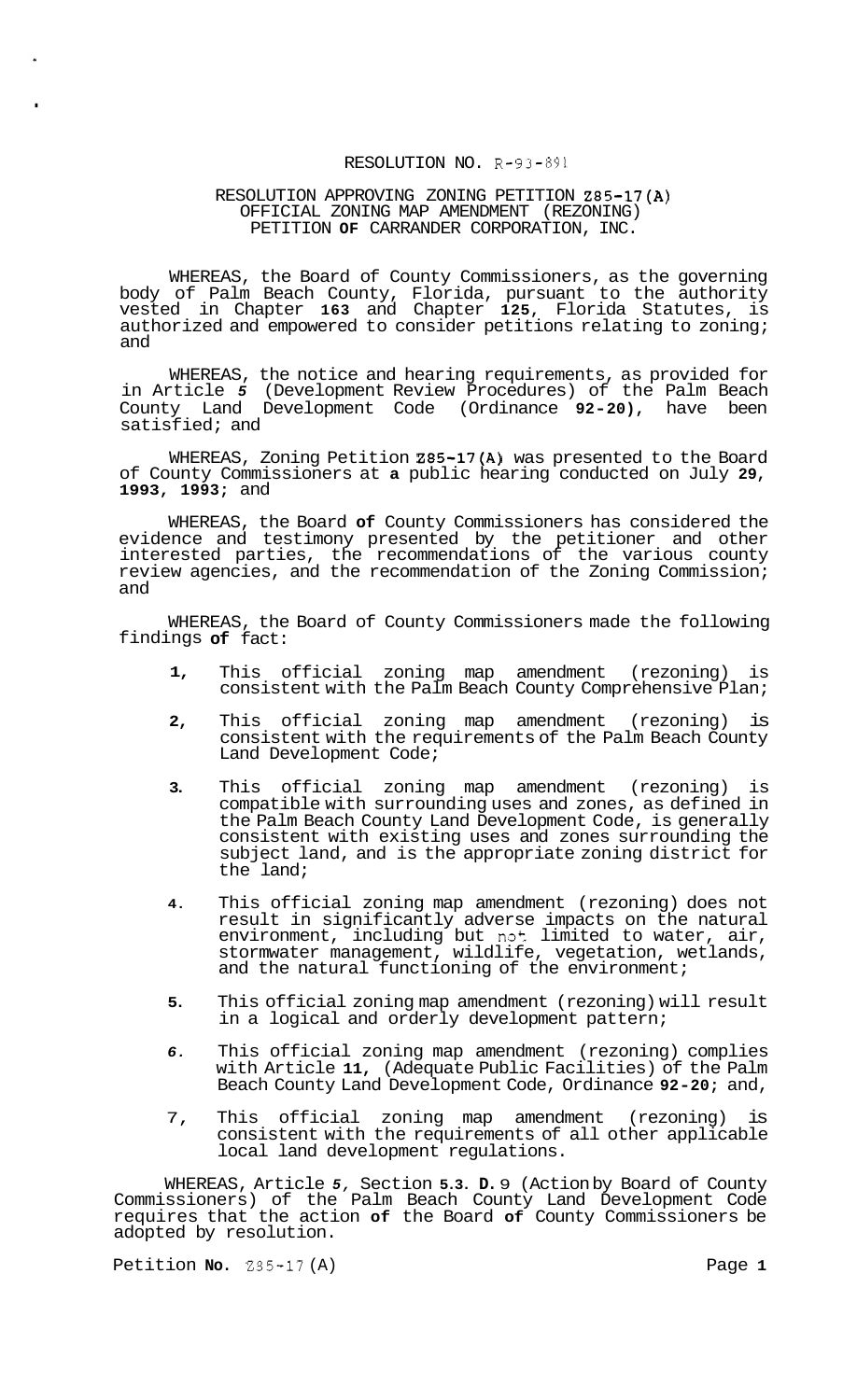RESOLUTION NO. R-93-891

RESOLUTION APPROVING ZONING PETITION Z85-17(A)
OFFICIAL ZONING MAP AMENDMENT (REZONING)
PETITION OF CARRANDER CORPORATION, INC.

WHEREAS, the Board of County Commissioners, as the governing body of Palm Beach County, Florida, pursuant to the authority vested in Chapter 163 and Chapter 125, Florida Statutes, is authorized and empowered to consider petitions relating to zoning; and

WHEREAS, the notice and hearing requirements, as provided for in Article 5 (Development Review Procedures) of the Palm Beach County Land Development Code (Ordinance 92-20), have been satisfied; and

WHEREAS, Zoning Petition Z85-17(A) was presented to the Board of County Commissioners at a public hearing conducted on July 29, 1993, 1993; and

WHEREAS, the Board of County Commissioners has considered the evidence and testimony presented by the petitioner and other interested parties, the recommendations of the various county review agencies, and the recommendation of the Zoning Commission; and

WHEREAS, the Board of County Commissioners made the following findings of fact:

1, This official zoning map amendment (rezoning) is consistent with the Palm Beach County Comprehensive Plan;

2, This official zoning map amendment (rezoning) is consistent with the requirements of the Palm Beach County Land Development Code;

3. This official zoning map amendment (rezoning) is compatible with surrounding uses and zones, as defined in the Palm Beach County Land Development Code, is generally consistent with existing uses and zones surrounding the subject land, and is the appropriate zoning district for the land;

4. This official zoning map amendment (rezoning) does not result in significantly adverse impacts on the natural environment, including but not limited to water, air, stormwater management, wildlife, vegetation, wetlands, and the natural functioning of the environment;

5. This official zoning map amendment (rezoning) will result in a logical and orderly development pattern;

6. This official zoning map amendment (rezoning) complies with Article 11, (Adequate Public Facilities) of the Palm Beach County Land Development Code, Ordinance 92-20; and,

7, This official zoning map amendment (rezoning) is consistent with the requirements of all other applicable local land development regulations.

WHEREAS, Article 5, Section 5.3. D. 9 (Action by Board of County Commissioners) of the Palm Beach County Land Development Code requires that the action of the Board of County Commissioners be adopted by resolution.

Petition No. Z85-17(A)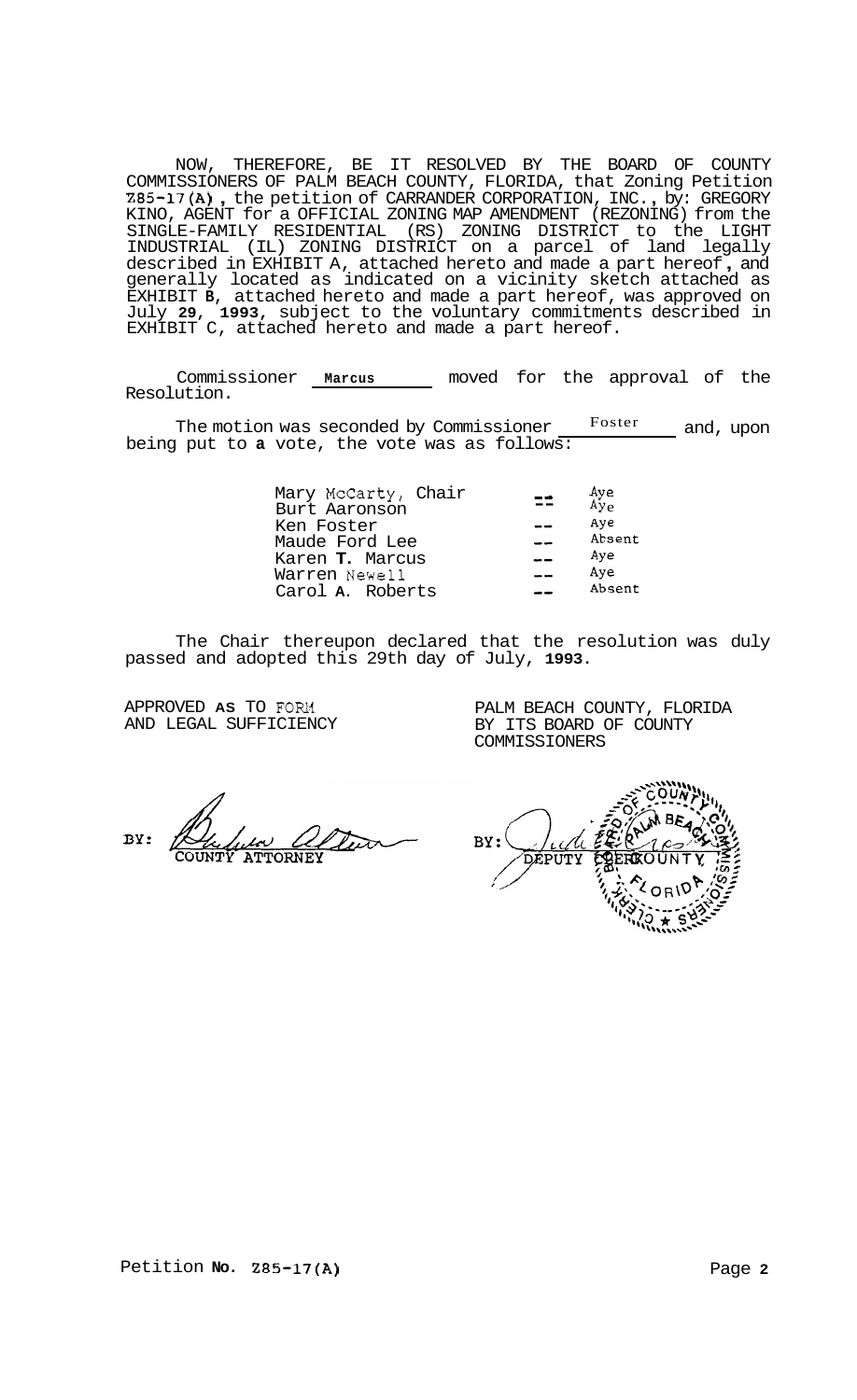NOW, THEREFORE, BE IT RESOLVED BY THE BOARD OF COUNTY COMMISSIONERS OF PALM BEACH COUNTY, FLORIDA, that Zoning Petition Z85-17(A), the petition of CARRANDER CORPORATION, INC., by: GREGORY KINO, AGENT for a OFFICIAL ZONING MAP AMENDMENT (REZONING) from the SINGLE-FAMILY RESIDENTIAL (RS) ZONING DISTRICT to the LIGHT INDUSTRIAL (IL) ZONING DISTRICT on a parcel of land legally described in EXHIBIT A, attached hereto and made a part hereof, and generally located as indicated on a vicinity sketch attached as EXHIBIT B, attached hereto and made a part hereof, was approved on July 29, 1993, subject to the voluntary commitments described in EXHIBIT C, attached hereto and made a part hereof.

Commissioner Marcus moved for the approval of the Resolution.

The motion was seconded by Commissioner Foster and, upon being put to a vote, the vote was as follows:

| | | |
|---|---|---|
| Mary McCarty, Chair | -- | Aye |
| Burt Aaronson | -- | Aye |
| Ken Foster | -- | Aye |
| Maude Ford Lee | -- | Absent |
| Karen T. Marcus | -- | Aye |
| Warren Newell | -- | Aye |
| Carol A. Roberts | -- | Absent |

The Chair thereupon declared that the resolution was duly passed and adopted this 29th day of July, 1993.

APPROVED AS TO FORM AND LEGAL SUFFICIENCY

BY: COUNTY ATTORNEY

PALM BEACH COUNTY, FLORIDA BY ITS BOARD OF COUNTY COMMISSIONERS

BY: DEPUTY CLERK

Petition No. Z85-17(A)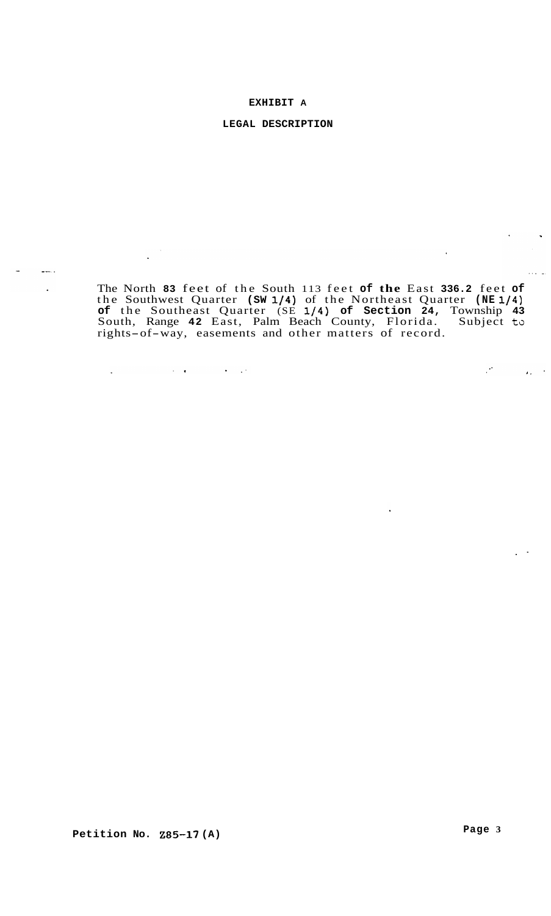# EXHIBIT A

## LEGAL DESCRIPTION

The North 83 feet of the South 113 feet of the East 336.2 feet of the Southwest Quarter (SW 1/4) of the Northeast Quarter (NE 1/4) of the Southeast Quarter (SE 1/4) of Section 24, Township 43 South, Range 42 East, Palm Beach County, Florida. Subject to rights-of-way, easements and other matters of record.

Petition No. Z85-17(A)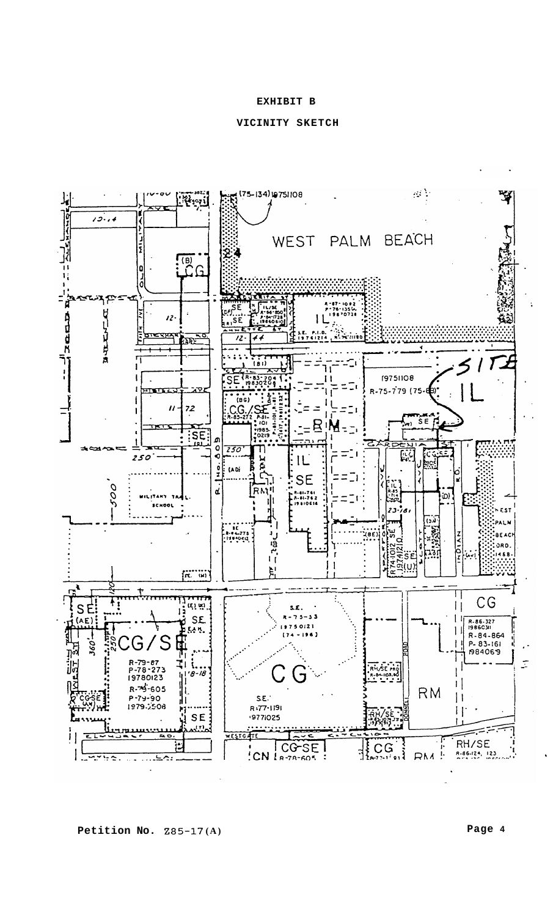# EXHIBIT B

## VICINITY SKETCH

**Petition No.** Z85-17(A)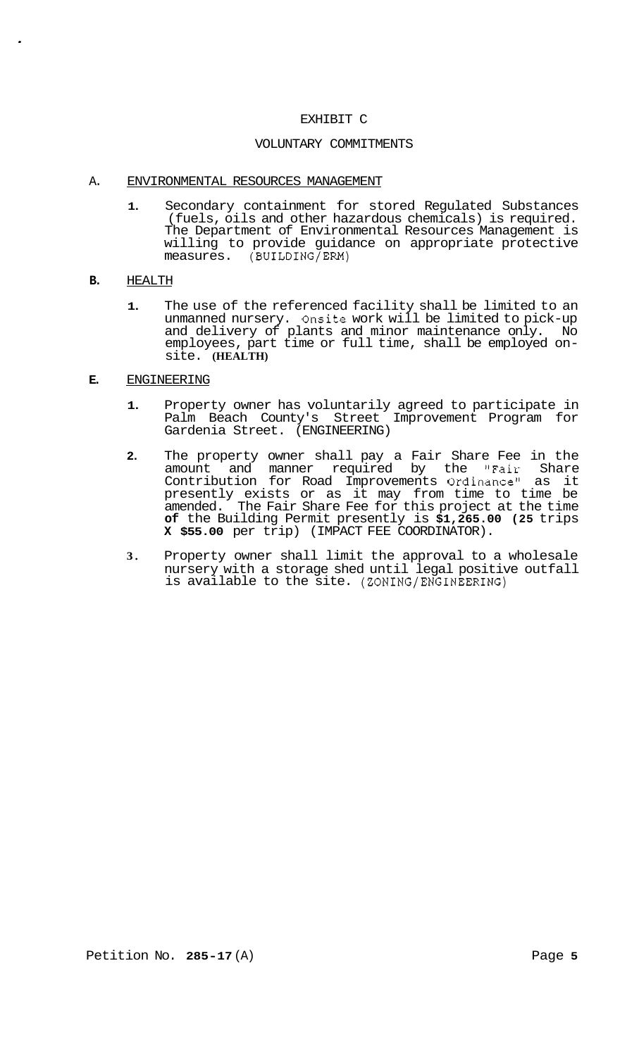# EXHIBIT C

## VOLUNTARY COMMITMENTS

A. ENVIRONMENTAL RESOURCES MANAGEMENT

1. Secondary containment for stored Regulated Substances (fuels, oils and other hazardous chemicals) is required. The Department of Environmental Resources Management is willing to provide guidance on appropriate protective measures. (BUILDING/ERM)

**B.** HEALTH

1. The use of the referenced facility shall be limited to an unmanned nursery. Onsite work will be limited to pick-up and delivery of plants and minor maintenance only. No employees, part time or full time, shall be employed on-site. **(HEALTH)**

**E.** ENGINEERING

1. Property owner has voluntarily agreed to participate in Palm Beach County's Street Improvement Program for Gardenia Street. (ENGINEERING)

2. The property owner shall pay a Fair Share Fee in the amount and manner required by the "Fair Share Contribution for Road Improvements Ordinance" as it presently exists or as it may from time to time be amended. The Fair Share Fee for this project at the time **of** the Building Permit presently is **$1,265.00 (25** trips **X $55.00** per trip) (IMPACT FEE COORDINATOR).

3. Property owner shall limit the approval to a wholesale nursery with a storage shed until legal positive outfall is available to the site. (ZONING/ENGINEERING)

Petition No. **285-17**(A)